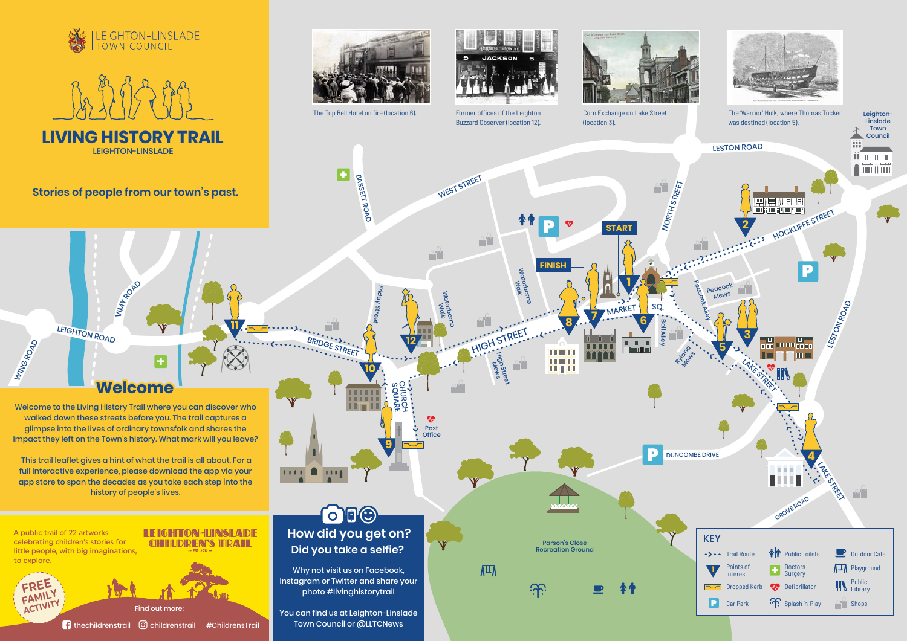LEIGHTON-LINSLADE TOWN COUNCIL

# LIVING HISTORY TRAIL

LEIGHTON-LINSLADE

## Stories of people from our town's past.

The Top Bell Hotel on fire (location 6).

Former offices of the Leighton Buzzard Observer (location 12).

Corn Exchange on Lake Street (location 3).

The 'Warrior' Hulk, where Thomas Tucker was destined (location 5).

## Welcome

Welcome to the Living History Trail where you can discover who walked down these streets before you. The trail captures a glimpse into the lives of ordinary townsfolk and shares the impact they left on the Town's history. What mark will you leave?

This trail leaflet gives a hint of what the trail is all about. For a full interactive experience, please download the app via your app store to span the decades as you take each step into the history of people's lives.

A public trail of 22 artworks celebrating children's stories for little people, with big imaginations, to explore.

LEIGHTON-LINSLADE CHILDREN'S TRAIL — EST. 2012

FREE FAMILY ACTIVITY

Find out more:

thechildrenstrail | childrenstrail | #ChildrensTrail

## How did you get on? Did you take a selfie?

Why not visit us on Facebook, Instagram or Twitter and share your photo #livinghistorytrail

You can find us at Leighton-Linslade Town Council or @LLTCNews

### KEY

- Trail Route
- Points of Interest
- Dropped Kerb
- Car Park
- Public Toilets
- Doctors Surgery
- Defibrillator
- Splash 'n' Play
- Outdoor Cafe
- Playground
- Public Library
- Shops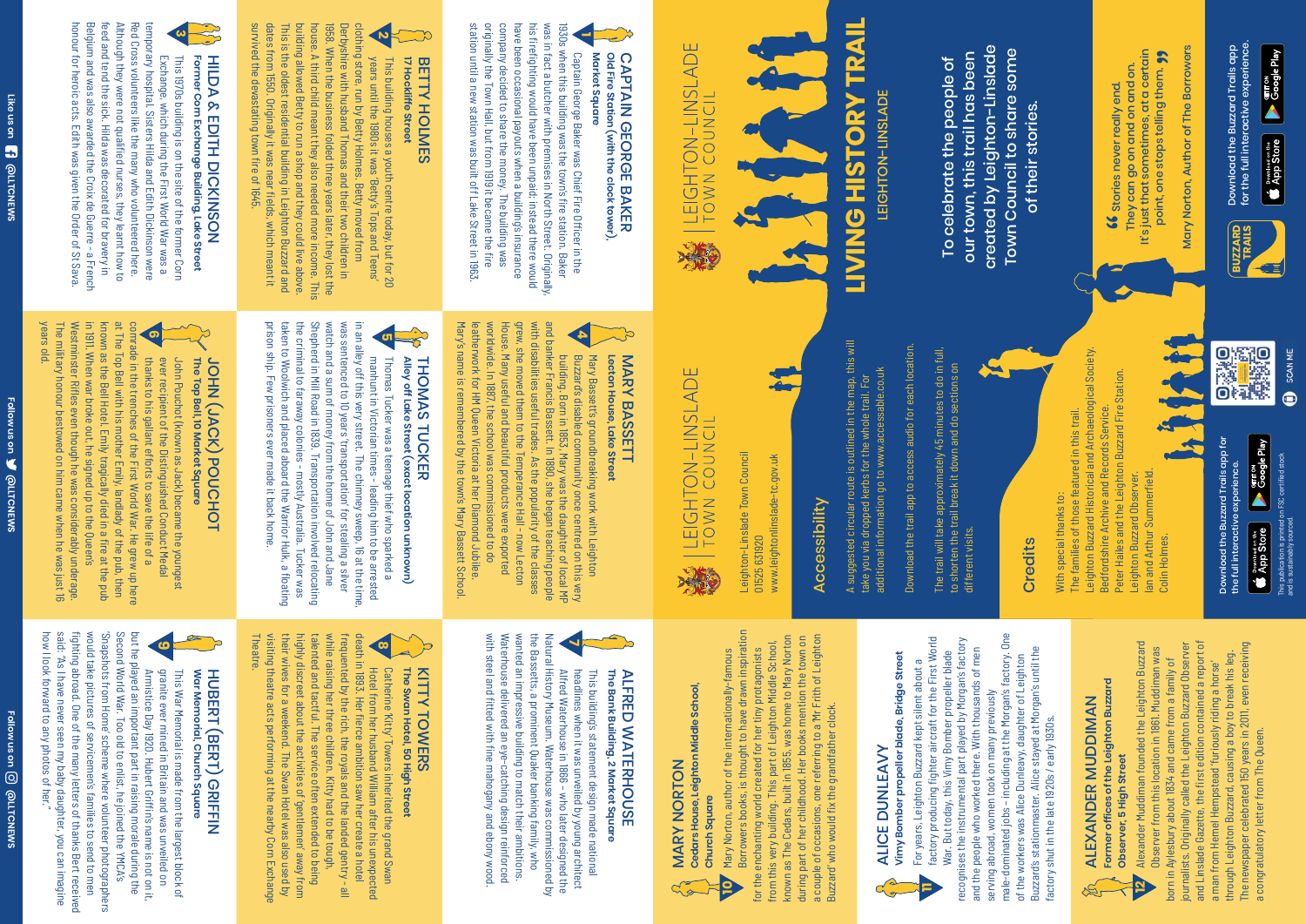# LEIGHTON-LINSLADE TOWN COUNCIL

# LIVING HISTORY TRAIL

## LEIGHTON-LINSLADE

To celebrate the people of our town, this trail has been created by Leighton-Linslade Town Council to share some of their stories.

> "Stories never really end. They can go on and on and on. It's just that sometimes, at a certain point, one stops telling them."
>
> Mary Norton, Author of The Borrowers

Download the Buzzard Trails app for the full interactive experience.

App Store | Google Play

## 1 CAPTAIN GEORGE BAKER

**Old Fire Station (with the clock tower), Market Square**

Captain George Baker was Chief Fire Officer in the 1930s when this building was the town's fire station. Baker was in fact a butcher with premises in North Street. Originally, his firefighting would have been unpaid; instead there would have been occasional payouts when a building's insurance company decided to share the money. The building was originally the Town Hall, but from 1919 it became the fire station until a new station was built off Lake Street in 1963.

## 2 BETTY HOLMES

**17 Hockliffe Street**

This building houses a youth centre today, but for 20 years until the 1980s it was 'Betty's Tops and Teens' clothing store, run by Betty Holmes. Betty moved from Derbyshire with husband Thomas and their two children in 1958. When the business folded three years later, they lost the house. A third child meant they also needed more income. This building allowed Betty to run a shop and they could live above. This is the oldest residential building in Leighton Buzzard and dates from 1550. Originally it was near fields, which meant it survived the devastating town fire of 1645.

## 3 HILDA & EDITH DICKINSON

**Former Corn Exchange Building, Lake Street**

This 1970s building is on the site of the former Corn Exchange, which during the First World War was a temporary hospital. Sisters Hilda and Edith Dickinson were Red Cross volunteers like the many who volunteered here. Although they were not qualified nurses, they learnt how to feed and tend the sick. Hilda was decorated for bravery in Belgium and was also awarded the Croix de Guerre - a French honour for heroic acts. Edith was given the Order of St Sava.

## 4 MARY BASSETT

**Lecton House, Lake Street**

Mary Bassett's groundbreaking work with Leighton Buzzard's disabled community once centred on this very building. Born in 1853, Mary was the daughter of local MP and banker Francis Bassett. In 1890, she began teaching people with disabilities useful trades. As the popularity of the classes grew, she moved them to the Temperance Hall - now Lecton House. Many useful and beautiful products were exported worldwide. In 1887, the school was commissioned to do leatherwork for HM Queen Victoria at her Diamond Jubilee. Mary's name is remembered by the town's Mary Bassett School.

## 5 THOMAS TUCKER

**Alley off Lake Street (exact location unknown)**

Thomas Tucker was a teenage thief who sparked a manhunt in Victorian times - leading him to be arrested in an alley off this very street. The chimney sweep, 16 at the time, was sentenced to 10 years 'transportation' for stealing a silver watch and a sum of money from the home of John and Jane Shepherd in Mill Road in 1839. Transportation involved relocating the criminal to faraway colonies - mostly Australia. Tucker was taken to Woolwich and placed aboard the Warrior Hulk, a floating prison ship. Few prisoners ever made it back home.

## 6 JOHN (JACK) POUCHOT

**The Top Bell, 10 Market Square**

John Pouchot (known as Jack) became the youngest ever recipient of the Distinguished Conduct Medal thanks to his gallant efforts to save the life of a comrade in the trenches of the First World War. He grew up here at The Top Bell with his mother Emily, landlady of the pub, then known as the Bell Hotel. Emily tragically died in a fire at the pub in 1911. When war broke out, he signed up to the Queen's Westminster Rifles even though he was considerably underage. The military honour bestowed on him came when he was just 16 years old.

## 7 ALFRED WATERHOUSE

**The Bank Building, 2 Market Square**

This building's statement design made national headlines when it was unveiled by young architect Alfred Waterhouse in 1866 - who later designed the Natural History Museum. Waterhouse was commissioned by the Bassetts, a prominent Quaker banking family, who wanted an impressive building to match their ambitions. Waterhouse delivered an eye-catching design reinforced with steel and fitted with fine mahogany and ebony wood.

## 8 KITTY TOWERS

**The Swan Hotel, 50 High Street**

Catherine 'Kitty' Towers inherited the grand Swan Hotel from her husband William after his unexpected death in 1893. Her fierce ambition saw her create a hotel frequented by the rich, the royals and the landed gentry - all while raising her three children. Kitty had to be tough, talented and tactful. The service often extended to being highly discreet about the activities of 'gentlemen' away from their wives for a weekend. The Swan Hotel was also used by visiting theatre acts performing at the nearby Corn Exchange Theatre.

## 9 HUBERT (BERT) GRIFFIN

**War Memorial, Church Square**

This War Memorial is made from the largest block of granite ever mined in Britain and was unveiled on Armistice Day 1920. Hubert Griffin's name is not on it, but he played an important part in raising morale during the Second World War. Too old to enlist, he joined the YMCA's 'Snapshots from Home' scheme where volunteer photographers would take pictures of servicemen's families to send to men fighting abroad. One of the many letters of thanks Bert received said: "As I have never seen my baby daughter, you can imagine how I look forward to any photos of her."

## 10 MARY NORTON

**Cedars House, Leighton Middle School, Church Square**

Mary Norton, author of the internationally-famous Borrowers books, is thought to have drawn inspiration for the enchanting world created for her tiny protagonists from this very building. This part of Leighton Middle School, known as The Cedars, built in 1855, was home to Mary Norton during part of her childhood. Her books mention the town on a couple of occasions, one referring to a 'Mr Frith of Leighton Buzzard' who would fix the grandfather clock.

## 11 ALICE DUNLEAVY

**Vimy Bomber propeller blade, Bridge Street**

For years, Leighton Buzzard kept silent about a factory producing fighter aircraft for the First World War. But today, this Vimy Bomber propeller blade recognises the instrumental part played by Morgan's factory and the people who worked there. With thousands of men serving abroad, women took on many previously male-dominated jobs - including at the Morgan's factory. One of the workers was Alice Dunleavy, daughter of Leighton Buzzard's stationmaster. Alice stayed at Morgan's until the factory shut in the late 1920s / early 1930s.

## 12 ALEXANDER MUDDIMAN

**Former offices of the Leighton Buzzard Observer, 5 High Street**

Alexander Muddiman founded the Leighton Buzzard Observer from this location in 1861. Muddiman was born in Aylesbury about 1834 and came from a family of journalists. Originally called the Leighton Buzzard Observer and Linslade Gazette, the first edition contained a report of a man from Hemel Hempstead 'furiously riding a horse' through Leighton Buzzard, causing a boy to break his leg. The newspaper celebrated 150 years in 2011, even receiving a congratulatory letter from The Queen.

# LEIGHTON-LINSLADE TOWN COUNCIL

Leighton-Linslade Town Council
01525 631920
www.leightonlinslade-tc.gov.uk

## Accessibility

A suggested circular route is outlined in the map, this will take you via dropped kerbs for the whole trail. For additional information go to www.accessable.co.uk

Download the trail app to access audio for each location.

The trail will take approximately 45 minutes to do in full, to shorten the trail break it down and do sections on different visits.

## Credits

With special thanks to:
The families of those featured in this trail.
Leighton Buzzard Historical and Archaeological Society.
Bedfordshire Archive and Records Service.
Peter Hailes and the Leighton Buzzard Fire Station.
Leighton Buzzard Observer.
Ian and Arthur Summerfield.
Colin Holmes.

SCAN ME

Download the Buzzard Trails app for the full interactive experience.

App Store | Google Play

This publication is printed on FSC certified stock and is sustainably sourced.

Like us on Facebook @LLTCNEWS | Follow us on Twitter @LLTCNEWS | Follow us on Instagram @LLTCNEWS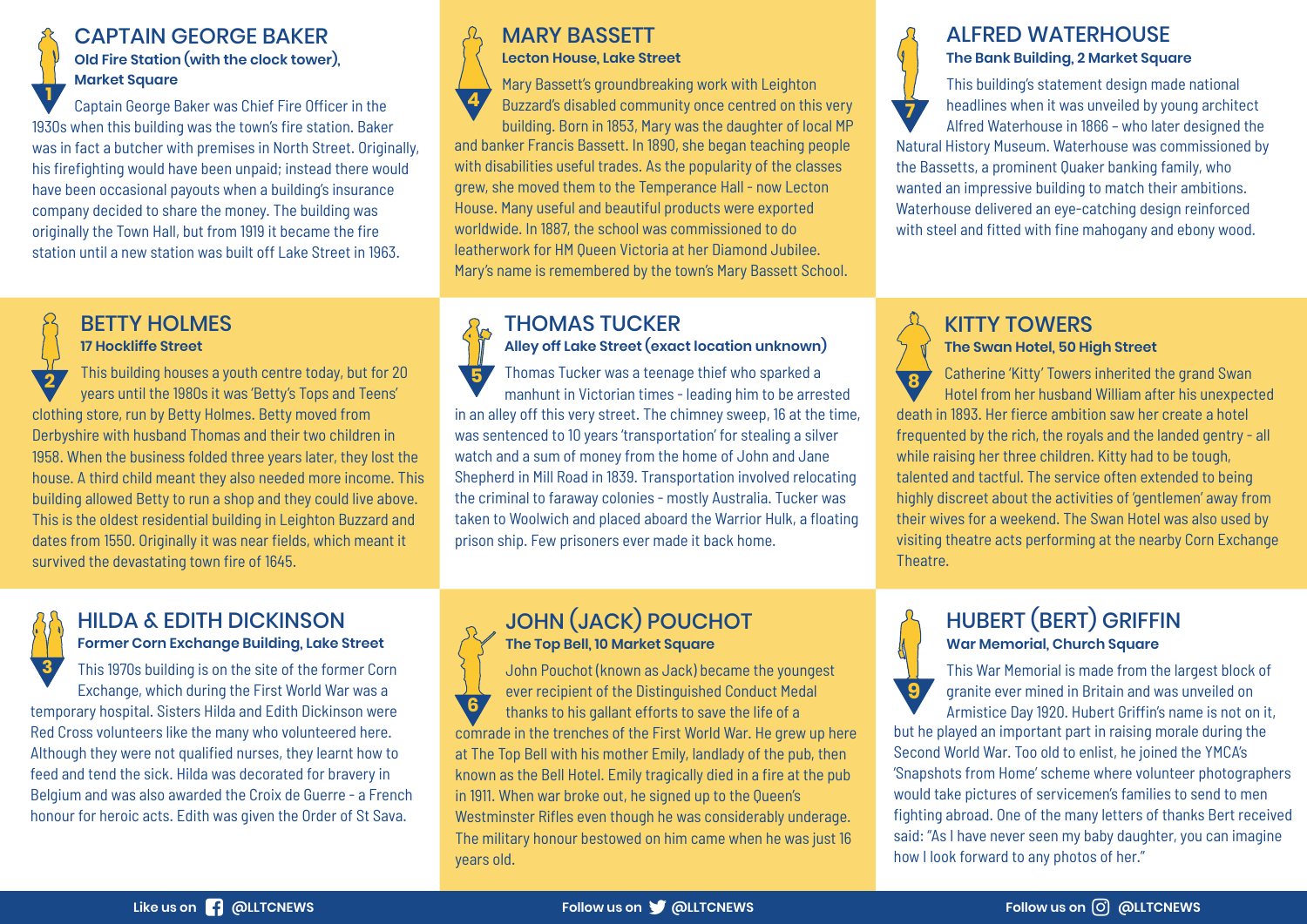## 1 CAPTAIN GEORGE BAKER

**Old Fire Station (with the clock tower), Market Square**

Captain George Baker was Chief Fire Officer in the 1930s when this building was the town's fire station. Baker was in fact a butcher with premises in North Street. Originally, his firefighting would have been unpaid; instead there would have been occasional payouts when a building's insurance company decided to share the money. The building was originally the Town Hall, but from 1919 it became the fire station until a new station was built off Lake Street in 1963.

## 4 MARY BASSETT

**Lecton House, Lake Street**

Mary Bassett's groundbreaking work with Leighton Buzzard's disabled community once centred on this very building. Born in 1853, Mary was the daughter of local MP and banker Francis Bassett. In 1890, she began teaching people with disabilities useful trades. As the popularity of the classes grew, she moved them to the Temperance Hall - now Lecton House. Many useful and beautiful products were exported worldwide. In 1887, the school was commissioned to do leatherwork for HM Queen Victoria at her Diamond Jubilee. Mary's name is remembered by the town's Mary Bassett School.

## 7 ALFRED WATERHOUSE

**The Bank Building, 2 Market Square**

This building's statement design made national headlines when it was unveiled by young architect Alfred Waterhouse in 1866 – who later designed the Natural History Museum. Waterhouse was commissioned by the Bassetts, a prominent Quaker banking family, who wanted an impressive building to match their ambitions. Waterhouse delivered an eye-catching design reinforced with steel and fitted with fine mahogany and ebony wood.

## 2 BETTY HOLMES

**17 Hockliffe Street**

This building houses a youth centre today, but for 20 years until the 1980s it was 'Betty's Tops and Teens' clothing store, run by Betty Holmes. Betty moved from Derbyshire with husband Thomas and their two children in 1958. When the business folded three years later, they lost the house. A third child meant they also needed more income. This building allowed Betty to run a shop and they could live above. This is the oldest residential building in Leighton Buzzard and dates from 1550. Originally it was near fields, which meant it survived the devastating town fire of 1645.

## 5 THOMAS TUCKER

**Alley off Lake Street (exact location unknown)**

Thomas Tucker was a teenage thief who sparked a manhunt in Victorian times - leading him to be arrested in an alley off this very street. The chimney sweep, 16 at the time, was sentenced to 10 years 'transportation' for stealing a silver watch and a sum of money from the home of John and Jane Shepherd in Mill Road in 1839. Transportation involved relocating the criminal to faraway colonies - mostly Australia. Tucker was taken to Woolwich and placed aboard the Warrior Hulk, a floating prison ship. Few prisoners ever made it back home.

## 8 KITTY TOWERS

**The Swan Hotel, 50 High Street**

Catherine 'Kitty' Towers inherited the grand Swan Hotel from her husband William after his unexpected death in 1893. Her fierce ambition saw her create a hotel frequented by the rich, the royals and the landed gentry - all while raising her three children. Kitty had to be tough, talented and tactful. The service often extended to being highly discreet about the activities of 'gentlemen' away from their wives for a weekend. The Swan Hotel was also used by visiting theatre acts performing at the nearby Corn Exchange Theatre.

## 3 HILDA & EDITH DICKINSON

**Former Corn Exchange Building, Lake Street**

This 1970s building is on the site of the former Corn Exchange, which during the First World War was a temporary hospital. Sisters Hilda and Edith Dickinson were Red Cross volunteers like the many who volunteered here. Although they were not qualified nurses, they learnt how to feed and tend the sick. Hilda was decorated for bravery in Belgium and was also awarded the Croix de Guerre - a French honour for heroic acts. Edith was given the Order of St Sava.

## 6 JOHN (JACK) POUCHOT

**The Top Bell, 10 Market Square**

John Pouchot (known as Jack) became the youngest ever recipient of the Distinguished Conduct Medal thanks to his gallant efforts to save the life of a comrade in the trenches of the First World War. He grew up here at The Top Bell with his mother Emily, landlady of the pub, then known as the Bell Hotel. Emily tragically died in a fire at the pub in 1911. When war broke out, he signed up to the Queen's Westminster Rifles even though he was considerably underage. The military honour bestowed on him came when he was just 16 years old.

## 9 HUBERT (BERT) GRIFFIN

**War Memorial, Church Square**

This War Memorial is made from the largest block of granite ever mined in Britain and was unveiled on Armistice Day 1920. Hubert Griffin's name is not on it, but he played an important part in raising morale during the Second World War. Too old to enlist, he joined the YMCA's 'Snapshots from Home' scheme where volunteer photographers would take pictures of servicemen's families to send to men fighting abroad. One of the many letters of thanks Bert received said: "As I have never seen my baby daughter, you can imagine how I look forward to any photos of her."

Like us on Facebook @LLTCNEWS | Follow us on Twitter @LLTCNEWS | Follow us on Instagram @LLTCNEWS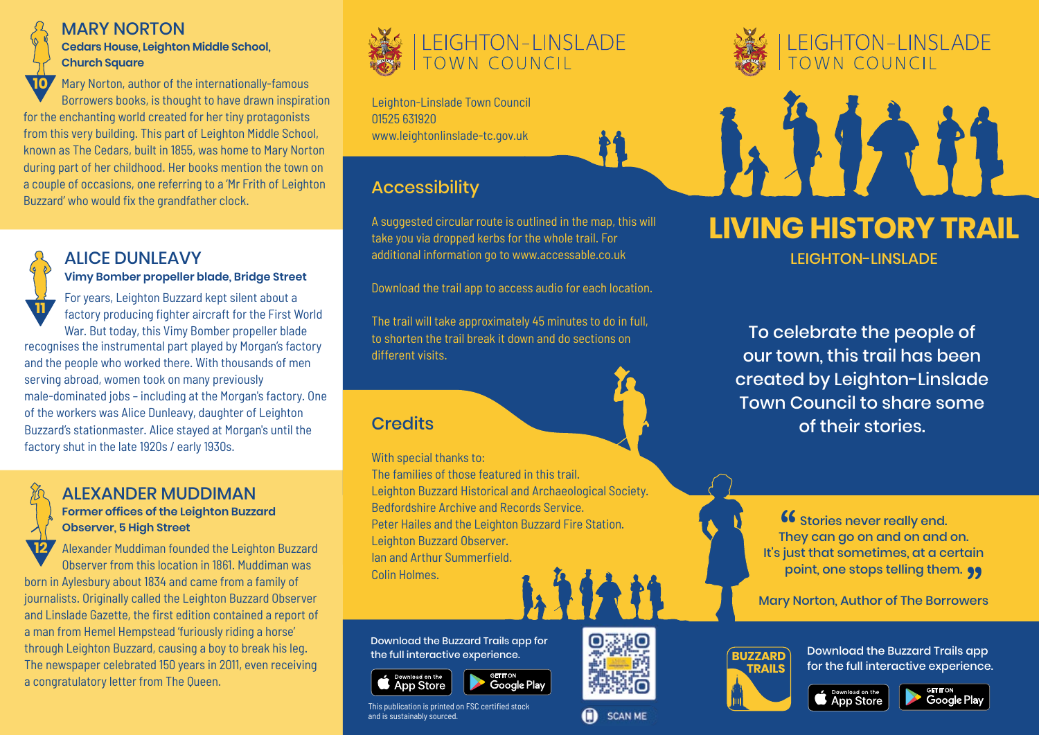## MARY NORTON

**Cedars House, Leighton Middle School, Church Square**

10

Mary Norton, author of the internationally-famous Borrowers books, is thought to have drawn inspiration for the enchanting world created for her tiny protagonists from this very building. This part of Leighton Middle School, known as The Cedars, built in 1855, was home to Mary Norton during part of her childhood. Her books mention the town on a couple of occasions, one referring to a 'Mr Frith of Leighton Buzzard' who would fix the grandfather clock.

## ALICE DUNLEAVY

**Vimy Bomber propeller blade, Bridge Street**

11

For years, Leighton Buzzard kept silent about a factory producing fighter aircraft for the First World War. But today, this Vimy Bomber propeller blade recognises the instrumental part played by Morgan's factory and the people who worked there. With thousands of men serving abroad, women took on many previously male-dominated jobs – including at the Morgan's factory. One of the workers was Alice Dunleavy, daughter of Leighton Buzzard's stationmaster. Alice stayed at Morgan's until the factory shut in the late 1920s / early 1930s.

## ALEXANDER MUDDIMAN

**Former offices of the Leighton Buzzard Observer, 5 High Street**

12

Alexander Muddiman founded the Leighton Buzzard Observer from this location in 1861. Muddiman was born in Aylesbury about 1834 and came from a family of journalists. Originally called the Leighton Buzzard Observer and Linslade Gazette, the first edition contained a report of a man from Hemel Hempstead 'furiously riding a horse' through Leighton Buzzard, causing a boy to break his leg. The newspaper celebrated 150 years in 2011, even receiving a congratulatory letter from The Queen.

LEIGHTON-LINSLADE TOWN COUNCIL

Leighton-Linslade Town Council
01525 631920
www.leightonlinslade-tc.gov.uk

## Accessibility

A suggested circular route is outlined in the map, this will take you via dropped kerbs for the whole trail. For additional information go to www.accessable.co.uk

Download the trail app to access audio for each location.

The trail will take approximately 45 minutes to do in full, to shorten the trail break it down and do sections on different visits.

## Credits

With special thanks to:
The families of those featured in this trail.
Leighton Buzzard Historical and Archaeological Society.
Bedfordshire Archive and Records Service.
Peter Hailes and the Leighton Buzzard Fire Station.
Leighton Buzzard Observer.
Ian and Arthur Summerfield.
Colin Holmes.

Download the Buzzard Trails app for the full interactive experience.

App Store | Google Play

SCAN ME

This publication is printed on FSC certified stock and is sustainably sourced.

LEIGHTON-LINSLADE TOWN COUNCIL

# LIVING HISTORY TRAIL

LEIGHTON-LINSLADE

To celebrate the people of our town, this trail has been created by Leighton-Linslade Town Council to share some of their stories.

> "Stories never really end. They can go on and on and on. It's just that sometimes, at a certain point, one stops telling them."

Mary Norton, Author of The Borrowers

BUZZARD TRAILS

Download the Buzzard Trails app for the full interactive experience.

App Store | Google Play